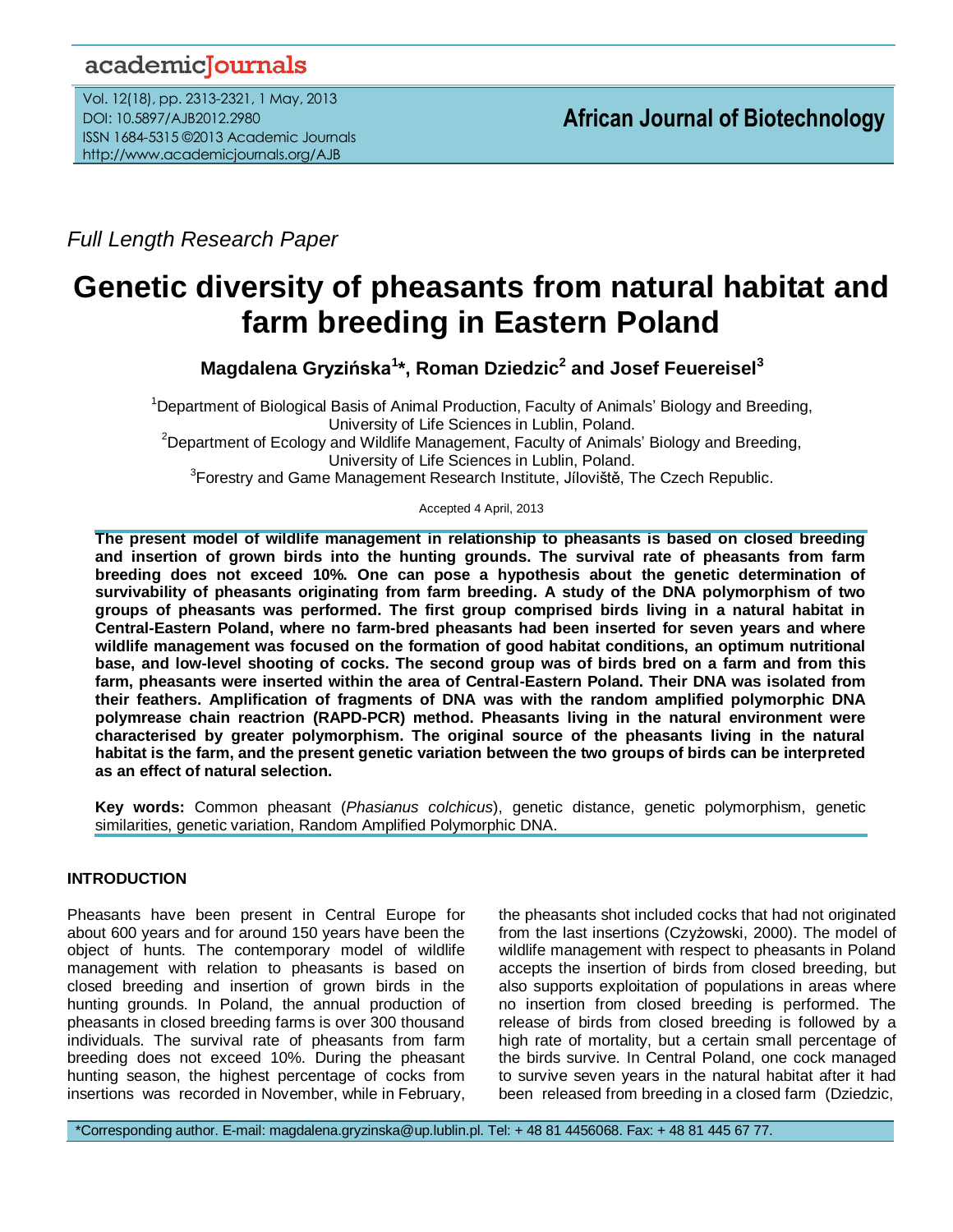Full Length Research Paper

# Genetic diversity of pheasants from natural habitat and farm breeding in Eastern Poland

**Magdalena Gryzińska[1]\*, Roman Dziedzic[2] and Josef Feuereisel[3]**

[1]Department of Biological Basis of Animal Production, Faculty of Animals' Biology and Breeding, University of Life Sciences in Lublin, Poland.
[2]Department of Ecology and Wildlife Management, Faculty of Animals' Biology and Breeding, University of Life Sciences in Lublin, Poland.
[3]Forestry and Game Management Research Institute, Jíloviště, The Czech Republic.

Accepted 4 April, 2013

**The present model of wildlife management in relationship to pheasants is based on closed breeding and insertion of grown birds into the hunting grounds. The survival rate of pheasants from farm breeding does not exceed 10%. One can pose a hypothesis about the genetic determination of survivability of pheasants originating from farm breeding. A study of the DNA polymorphism of two groups of pheasants was performed. The first group comprised birds living in a natural habitat in Central-Eastern Poland, where no farm-bred pheasants had been inserted for seven years and where wildlife management was focused on the formation of good habitat conditions, an optimum nutritional base, and low-level shooting of cocks. The second group was of birds bred on a farm and from this farm, pheasants were inserted within the area of Central-Eastern Poland. Their DNA was isolated from their feathers. Amplification of fragments of DNA was with the random amplified polymorphic DNA polymrease chain reactrion (RAPD-PCR) method. Pheasants living in the natural environment were characterised by greater polymorphism. The original source of the pheasants living in the natural habitat is the farm, and the present genetic variation between the two groups of birds can be interpreted as an effect of natural selection.**

**Key words:** Common pheasant (*Phasianus colchicus*), genetic distance, genetic polymorphism, genetic similarities, genetic variation, Random Amplified Polymorphic DNA.

## INTRODUCTION

Pheasants have been present in Central Europe for about 600 years and for around 150 years have been the object of hunts. The contemporary model of wildlife management with relation to pheasants is based on closed breeding and insertion of grown birds in the hunting grounds. In Poland, the annual production of pheasants in closed breeding farms is over 300 thousand individuals. The survival rate of pheasants from farm breeding does not exceed 10%. During the pheasant hunting season, the highest percentage of cocks from insertions was recorded in November, while in February, the pheasants shot included cocks that had not originated from the last insertions (Czyżowski, 2000). The model of wildlife management with respect to pheasants in Poland accepts the insertion of birds from closed breeding, but also supports exploitation of populations in areas where no insertion from closed breeding is performed. The release of birds from closed breeding is followed by a high rate of mortality, but a certain small percentage of the birds survive. In Central Poland, one cock managed to survive seven years in the natural habitat after it had been released from breeding in a closed farm (Dziedzic,

\*Corresponding author. E-mail: magdalena.gryzinska@up.lublin.pl. Tel: + 48 81 4456068. Fax: + 48 81 445 67 77.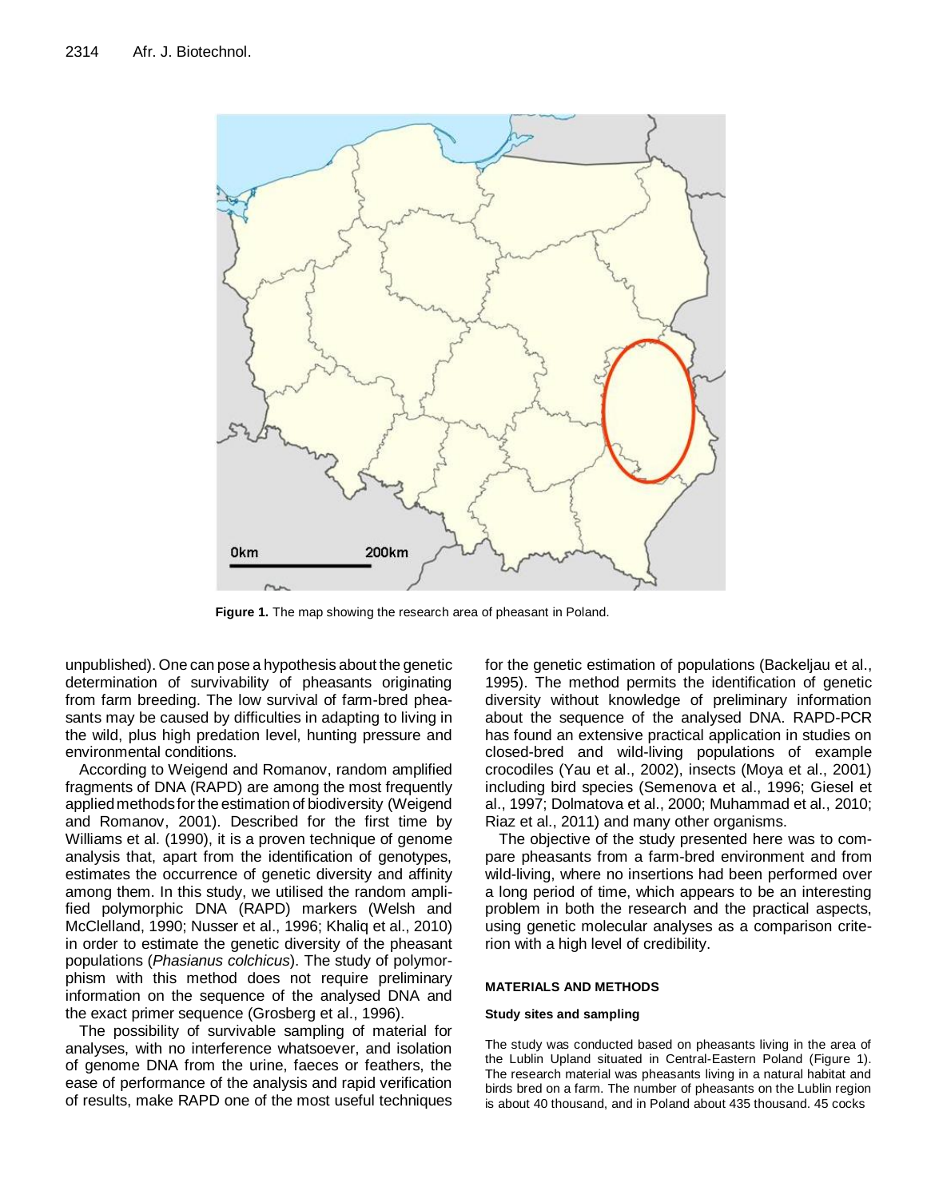0km 200km

**Figure 1.** The map showing the research area of pheasant in Poland.

unpublished). One can pose a hypothesis about the genetic determination of survivability of pheasants originating from farm breeding. The low survival of farm-bred pheasants may be caused by difficulties in adapting to living in the wild, plus high predation level, hunting pressure and environmental conditions.

According to Weigend and Romanov, random amplified fragments of DNA (RAPD) are among the most frequently applied methods for the estimation of biodiversity (Weigend and Romanov, 2001). Described for the first time by Williams et al. (1990), it is a proven technique of genome analysis that, apart from the identification of genotypes, estimates the occurrence of genetic diversity and affinity among them. In this study, we utilised the random amplified polymorphic DNA (RAPD) markers (Welsh and McClelland, 1990; Nusser et al., 1996; Khaliq et al., 2010) in order to estimate the genetic diversity of the pheasant populations (*Phasianus colchicus*). The study of polymorphism with this method does not require preliminary information on the sequence of the analysed DNA and the exact primer sequence (Grosberg et al., 1996).

The possibility of survivable sampling of material for analyses, with no interference whatsoever, and isolation of genome DNA from the urine, faeces or feathers, the ease of performance of the analysis and rapid verification of results, make RAPD one of the most useful techniques for the genetic estimation of populations (Backeljau et al., 1995). The method permits the identification of genetic diversity without knowledge of preliminary information about the sequence of the analysed DNA. RAPD-PCR has found an extensive practical application in studies on closed-bred and wild-living populations of example crocodiles (Yau et al., 2002), insects (Moya et al., 2001) including bird species (Semenova et al., 1996; Giesel et al., 1997; Dolmatova et al., 2000; Muhammad et al., 2010; Riaz et al., 2011) and many other organisms.

The objective of the study presented here was to compare pheasants from a farm-bred environment and from wild-living, where no insertions had been performed over a long period of time, which appears to be an interesting problem in both the research and the practical aspects, using genetic molecular analyses as a comparison criterion with a high level of credibility.

## MATERIALS AND METHODS

### Study sites and sampling

The study was conducted based on pheasants living in the area of the Lublin Upland situated in Central-Eastern Poland (Figure 1). The research material was pheasants living in a natural habitat and birds bred on a farm. The number of pheasants on the Lublin region is about 40 thousand, and in Poland about 435 thousand. 45 cocks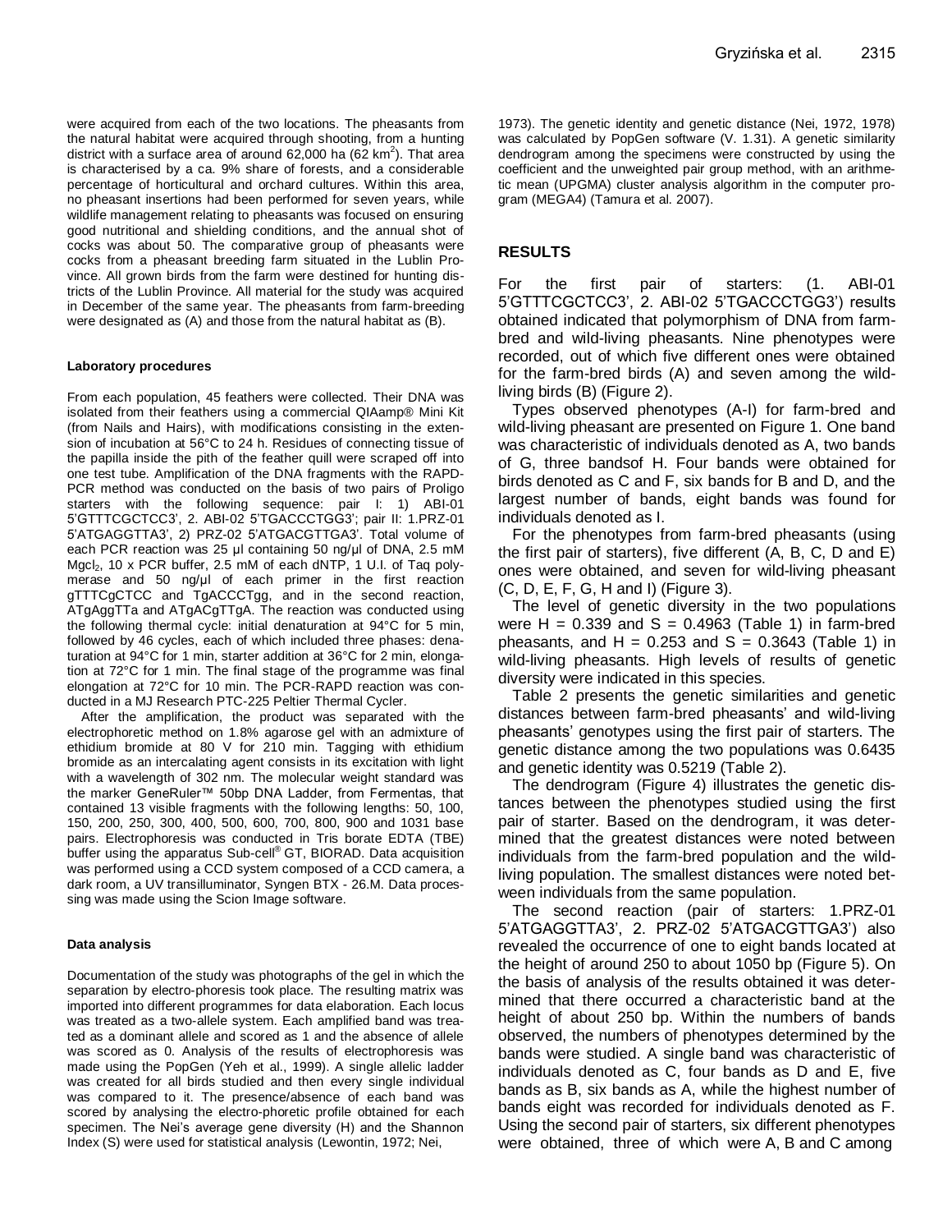were acquired from each of the two locations. The pheasants from the natural habitat were acquired through shooting, from a hunting district with a surface area of around 62,000 ha (62 $km^2$). That area is characterised by a ca. 9% share of forests, and a considerable percentage of horticultural and orchard cultures. Within this area, no pheasant insertions had been performed for seven years, while wildlife management relating to pheasants was focused on ensuring good nutritional and shielding conditions, and the annual shot of cocks was about 50. The comparative group of pheasants were cocks from a pheasant breeding farm situated in the Lublin Province. All grown birds from the farm were destined for hunting districts of the Lublin Province. All material for the study was acquired in December of the same year. The pheasants from farm-breeding were designated as (A) and those from the natural habitat as (B).

#### Laboratory procedures

From each population, 45 feathers were collected. Their DNA was isolated from their feathers using a commercial QIAamp® Mini Kit (from Nails and Hairs), with modifications consisting in the extension of incubation at 56°C to 24 h. Residues of connecting tissue of the papilla inside the pith of the feather quill were scraped off into one test tube. Amplification of the DNA fragments with the RAPD-PCR method was conducted on the basis of two pairs of Proligo starters with the following sequence: pair I: 1) ABI-01 5'GTTTCGCTCC3', 2. ABI-02 5'TGACCCTGG3'; pair II: 1.PRZ-01 5'ATGAGGTTA3', 2) PRZ-02 5'ATGACGTTGA3'. Total volume of each PCR reaction was 25 µl containing 50 ng/µl of DNA, 2.5 mM $Mgcl_2$, 10 x PCR buffer, 2.5 mM of each dNTP, 1 U.I. of Taq polymerase and 50 ng/µl of each primer in the first reaction gTTTCgCTCC and TgACCCTgg, and in the second reaction, ATgAggTTa and ATgACgTTgA. The reaction was conducted using the following thermal cycle: initial denaturation at 94°C for 5 min, followed by 46 cycles, each of which included three phases: denaturation at 94°C for 1 min, starter addition at 36°C for 2 min, elongation at 72°C for 1 min. The final stage of the programme was final elongation at 72°C for 10 min. The PCR-RAPD reaction was conducted in a MJ Research PTC-225 Peltier Thermal Cycler.

After the amplification, the product was separated with the electrophoretic method on 1.8% agarose gel with an admixture of ethidium bromide at 80 V for 210 min. Tagging with ethidium bromide as an intercalating agent consists in its excitation with light with a wavelength of 302 nm. The molecular weight standard was the marker GeneRuler™ 50bp DNA Ladder, from Fermentas, that contained 13 visible fragments with the following lengths: 50, 100, 150, 200, 250, 300, 400, 500, 600, 700, 800, 900 and 1031 base pairs. Electrophoresis was conducted in Tris borate EDTA (TBE) buffer using the apparatus Sub-cell® GT, BIORAD. Data acquisition was performed using a CCD system composed of a CCD camera, a dark room, a UV transillumінator, Syngen BTX - 26.M. Data processing was made using the Scion Image software.

#### Data analysis

Documentation of the study was photographs of the gel in which the separation by electro-phoresis took place. The resulting matrix was imported into different programmes for data elaboration. Each locus was treated as a two-allele system. Each amplified band was treated as a dominant allele and scored as 1 and the absence of allele was scored as 0. Analysis of the results of electrophoresis was made using the PopGen (Yeh et al., 1999). A single allelic ladder was created for all birds studied and then every single individual was compared to it. The presence/absence of each band was scored by analysing the electro-phoretic profile obtained for each specimen. The Nei's average gene diversity (H) and the Shannon Index (S) were used for statistical analysis (Lewontin, 1972; Nei, 1973). The genetic identity and genetic distance (Nei, 1972, 1978) was calculated by PopGen software (V. 1.31). A genetic similarity dendrogram among the specimens were constructed by using the coefficient and the unweighted pair group method, with an arithmetic mean (UPGMA) cluster analysis algorithm in the computer program (MEGA4) (Tamura et al. 2007).

## RESULTS

For the first pair of starters: (1. ABI-01 5'GTTTCGCTCC3', 2. ABI-02 5'TGACCCTGG3') results obtained indicated that polymorphism of DNA from farm-bred and wild-living pheasants. Nine phenotypes were recorded, out of which five different ones were obtained for the farm-bred birds (A) and seven among the wild-living birds (B) (Figure 2).

Types observed phenotypes (A-I) for farm-bred and wild-living pheasant are presented on Figure 1. One band was characteristic of individuals denoted as A, two bands of G, three bandsof H. Four bands were obtained for birds denoted as C and F, six bands for B and D, and the largest number of bands, eight bands was found for individuals denoted as I.

For the phenotypes from farm-bred pheasants (using the first pair of starters), five different (A, B, C, D and E) ones were obtained, and seven for wild-living pheasant (C, D, E, F, G, H and I) (Figure 3).

The level of genetic diversity in the two populations were H = 0.339 and S = 0.4963 (Table 1) in farm-bred pheasants, and H = 0.253 and S = 0.3643 (Table 1) in wild-living pheasants. High levels of results of genetic diversity were indicated in this species.

Table 2 presents the genetic similarities and genetic distances between farm-bred pheasants' and wild-living pheasants' genotypes using the first pair of starters. The genetic distance among the two populations was 0.6435 and genetic identity was 0.5219 (Table 2).

The dendrogram (Figure 4) illustrates the genetic distances between the phenotypes studied using the first pair of starter. Based on the dendrogram, it was determined that the greatest distances were noted between individuals from the farm-bred population and the wild-living population. The smallest distances were noted between individuals from the same population.

The second reaction (pair of starters: 1.PRZ-01 5'ATGAGGTTA3', 2. PRZ-02 5'ATGACGTTGA3') also revealed the occurrence of one to eight bands located at the height of around 250 to about 1050 bp (Figure 5). On the basis of analysis of the results obtained it was determined that there occurred a characteristic band at the height of about 250 bp. Within the numbers of bands observed, the numbers of phenotypes determined by the bands were studied. A single band was characteristic of individuals denoted as C, four bands as D and E, five bands as B, six bands as A, while the highest number of bands eight was recorded for individuals denoted as F. Using the second pair of starters, six different phenotypes were obtained, three of which were A, B and C among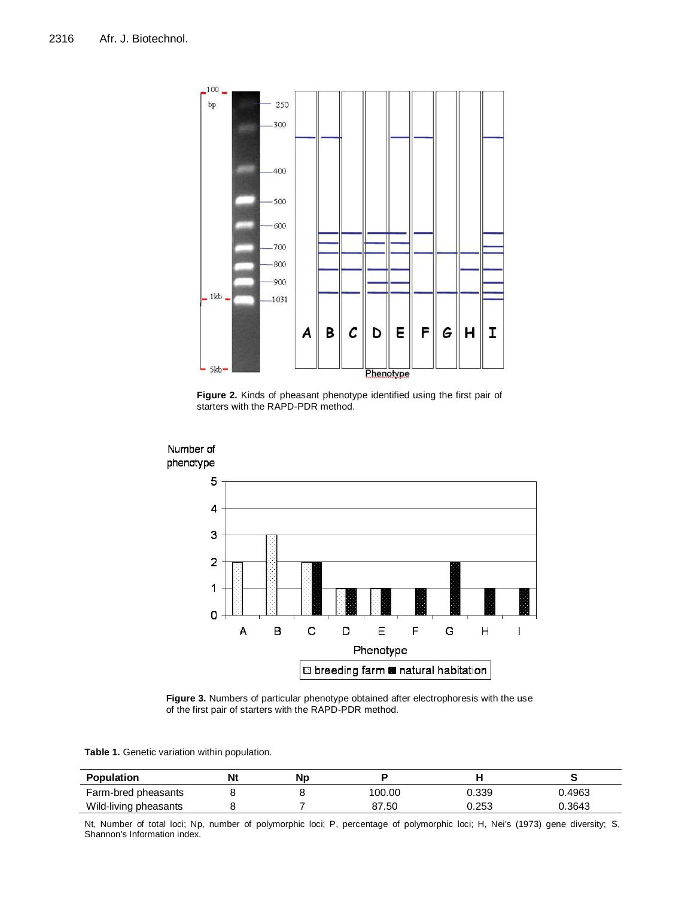100 bp

250

300

400

500

600

700

800

900

1kb

1031

5kb

A B C D E F G H I

Phenotype

**Figure 2.** Kinds of pheasant phenotype identified using the first pair of starters with the RAPD-PDR method.

Number of phenotype

5

4

3

2

1

0

A B C D E F G H I

Phenotype

□ breeding farm ■ natural habitation

**Figure 3.** Numbers of particular phenotype obtained after electrophoresis with the use of the first pair of starters with the RAPD-PDR method.

**Table 1.** Genetic variation within population.

| Population | Nt | Np | P | H | S |
|---|---|---|---|---|---|
| Farm-bred pheasants | 8 | 8 | 100.00 | 0.339 | 0.4963 |
| Wild-living pheasants | 8 | 7 | 87.50 | 0.253 | 0.3643 |

Nt, Number of total loci; Np, number of polymorphic loci; P, percentage of polymorphic loci; H, Nei's (1973) gene diversity; S, Shannon's Information index.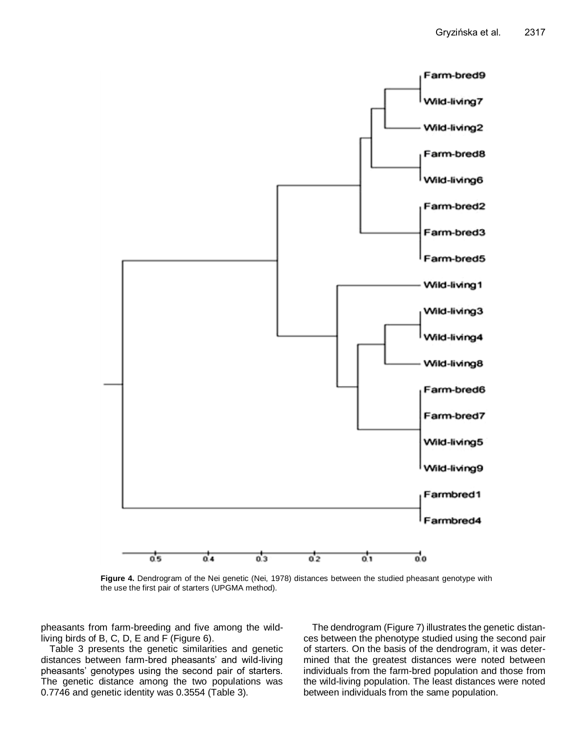Farm-bred9
Wild-living7
Wild-living2
Farm-bred8
Wild-living6
Farm-bred2
Farm-bred3
Farm-bred5
Wild-living1
Wild-living3
Wild-living4
Wild-living8
Farm-bred6
Farm-bred7
Wild-living5
Wild-living9
Farmbred1
Farmbred4

0.5 0.4 0.3 0.2 0.1 0.0

**Figure 4.** Dendrogram of the Nei genetic (Nei, 1978) distances between the studied pheasant genotype with the use the first pair of starters (UPGMA method).

pheasants from farm-breeding and five among the wild-living birds of B, C, D, E and F (Figure 6).

Table 3 presents the genetic similarities and genetic distances between farm-bred pheasants' and wild-living pheasants' genotypes using the second pair of starters. The genetic distance among the two populations was 0.7746 and genetic identity was 0.3554 (Table 3).

The dendrogram (Figure 7) illustrates the genetic distances between the phenotype studied using the second pair of starters. On the basis of the dendrogram, it was determined that the greatest distances were noted between individuals from the farm-bred population and those from the wild-living population. The least distances were noted between individuals from the same population.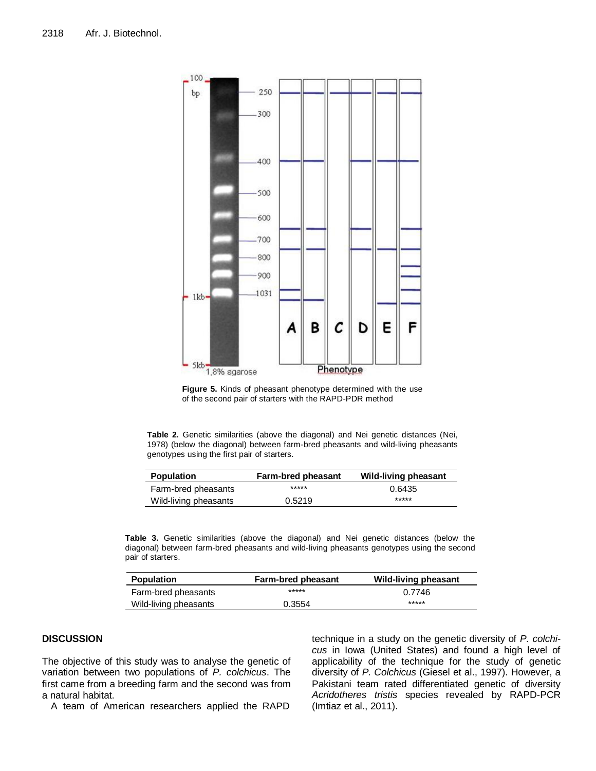100 bp
250
300
400
500
600
700
800
900
1031
1kb
5kb
1,8% agarose
A B C D E F
Phenotype

**Figure 5.** Kinds of pheasant phenotype determined with the use of the second pair of starters with the RAPD-PDR method

**Table 2.** Genetic similarities (above the diagonal) and Nei genetic distances (Nei, 1978) (below the diagonal) between farm-bred pheasants and wild-living pheasants genotypes using the first pair of starters.

| Population | Farm-bred pheasant | Wild-living pheasant |
|---|---|---|
| Farm-bred pheasants | ***** | 0.6435 |
| Wild-living pheasants | 0.5219 | ***** |

**Table 3.** Genetic similarities (above the diagonal) and Nei genetic distances (below the diagonal) between farm-bred pheasants and wild-living pheasants genotypes using the second pair of starters.

| Population | Farm-bred pheasant | Wild-living pheasant |
|---|---|---|
| Farm-bred pheasants | ***** | 0.7746 |
| Wild-living pheasants | 0.3554 | ***** |

## DISCUSSION

The objective of this study was to analyse the genetic of variation between two populations of *P. colchicus*. The first came from a breeding farm and the second was from a natural habitat.

A team of American researchers applied the RAPD technique in a study on the genetic diversity of *P. colchicus* in Iowa (United States) and found a high level of applicability of the technique for the study of genetic diversity of *P. Colchicus* (Giesel et al., 1997). However, a Pakistani team rated differentiated genetic of diversity *Acridotheres tristis* species revealed by RAPD-PCR (Imtiaz et al., 2011).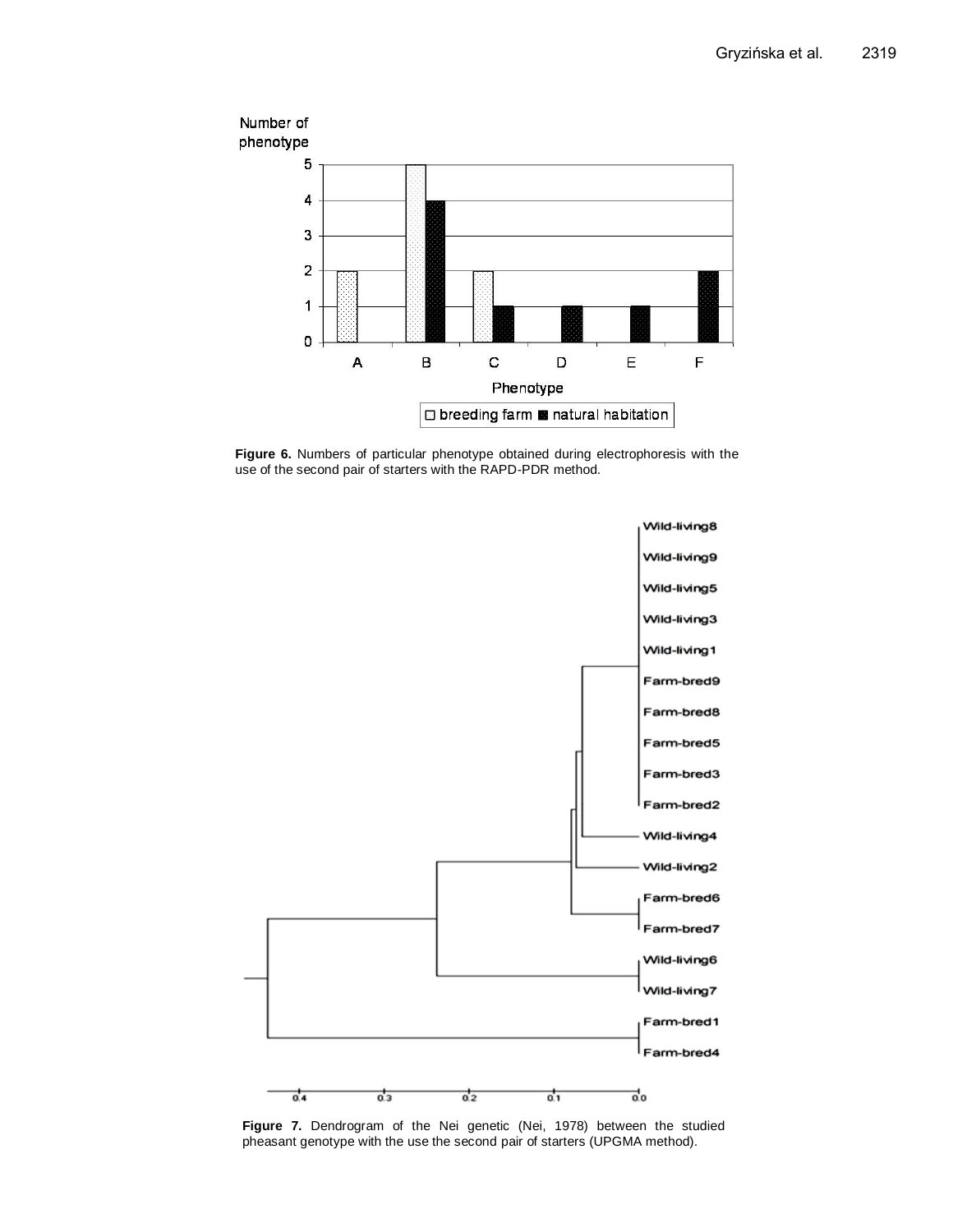Number of phenotype

5
4
3
2
1
0

A B C D E F

Phenotype

□ breeding farm ■ natural habitation

**Figure 6.** Numbers of particular phenotype obtained during electrophoresis with the use of the second pair of starters with the RAPD-PDR method.

Wild-living8
Wild-living9
Wild-living5
Wild-living3
Wild-living1
Farm-bred9
Farm-bred8
Farm-bred5
Farm-bred3
Farm-bred2
Wild-living4
Wild-living2
Farm-bred6
Farm-bred7
Wild-living6
Wild-living7
Farm-bred1
Farm-bred4

0.4 0.3 0.2 0.1 0.0

**Figure 7.** Dendrogram of the Nei genetic (Nei, 1978) between the studied pheasant genotype with the use the second pair of starters (UPGMA method).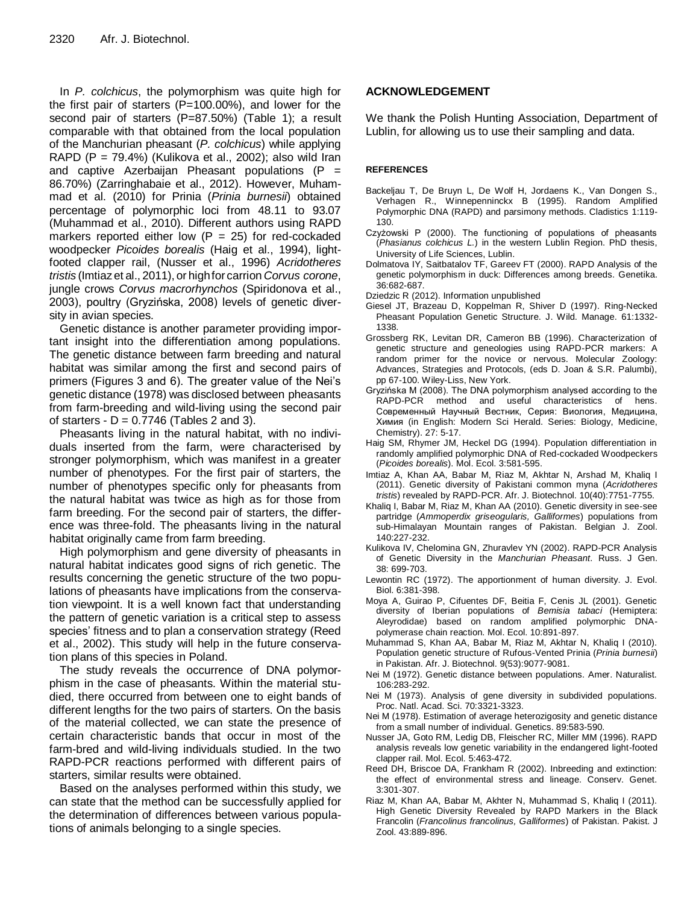In *P. colchicus*, the polymorphism was quite high for the first pair of starters (P=100.00%), and lower for the second pair of starters (P=87.50%) (Table 1); a result comparable with that obtained from the local population of the Manchurian pheasant (*P. colchicus*) while applying RAPD (P = 79.4%) (Kulikova et al., 2002); also wild Iran and captive Azerbaijan Pheasant populations (P = 86.70%) (Zarringhabaie et al., 2012). However, Muhammad et al. (2010) for Prinia (*Prinia burnesii*) obtained percentage of polymorphic loci from 48.11 to 93.07 (Muhammad et al., 2010). Different authors using RAPD markers reported either low (P = 25) for red-cockaded woodpecker *Picoides borealis* (Haig et al., 1994), light-footed clapper rail, (Nusser et al., 1996) *Acridotheres tristis* (Imtiaz et al., 2011), or high for carrion *Corvus corone*, jungle crows *Corvus macrorhynchos* (Spiridonova et al., 2003), poultry (Gryzińska, 2008) levels of genetic diversity in avian species.

Genetic distance is another parameter providing important insight into the differentiation among populations. The genetic distance between farm breeding and natural habitat was similar among the first and second pairs of primers (Figures 3 and 6). The greater value of the Nei's genetic distance (1978) was disclosed between pheasants from farm-breeding and wild-living using the second pair of starters - D = 0.7746 (Tables 2 and 3).

Pheasants living in the natural habitat, with no individuals inserted from the farm, were characterised by stronger polymorphism, which was manifest in a greater number of phenotypes. For the first pair of starters, the number of phenotypes specific only for pheasants from the natural habitat was twice as high as for those from farm breeding. For the second pair of starters, the difference was three-fold. The pheasants living in the natural habitat originally came from farm breeding.

High polymorphism and gene diversity of pheasants in natural habitat indicates good signs of rich genetic. The results concerning the genetic structure of the two populations of pheasants have implications from the conservation viewpoint. It is a well known fact that understanding the pattern of genetic variation is a critical step to assess species' fitness and to plan a conservation strategy (Reed et al., 2002). This study will help in the future conservation plans of this species in Poland.

The study reveals the occurrence of DNA polymorphism in the case of pheasants. Within the material studied, there occurred from between one to eight bands of different lengths for the two pairs of starters. On the basis of the material collected, we can state the presence of certain characteristic bands that occur in most of the farm-bred and wild-living individuals studied. In the two RAPD-PCR reactions performed with different pairs of starters, similar results were obtained.

Based on the analyses performed within this study, we can state that the method can be successfully applied for the determination of differences between various populations of animals belonging to a single species.

## ACKNOWLEDGEMENT

We thank the Polish Hunting Association, Department of Lublin, for allowing us to use their sampling and data.

## REFERENCES

Backeljau T, De Bruyn L, De Wolf H, Jordaens K., Van Dongen S., Verhagen R., Winnepenninckx B (1995). Random Amplified Polymorphic DNA (RAPD) and parsimony methods. Cladistics 1:119-130.

Czyżowski P (2000). The functioning of populations of pheasants (*Phasianus colchicus L.*) in the western Lublin Region. PhD thesis, University of Life Sciences, Lublin.

Dolmatova IY, Saitbatalov TF, Gareev FT (2000). RAPD Analysis of the genetic polymorphism in duck: Differences among breeds. Genetika. 36:682-687.

Dziedzic R (2012). Information unpublished

Giesel JT, Brazeau D, Koppelman R, Shiver D (1997). Ring-Necked Pheasant Population Genetic Structure. J. Wild. Manage. 61:1332-1338.

Grossberg RK, Levitan DR, Cameron BB (1996). Characterization of genetic structure and geneologies using RAPD-PCR markers: A random primer for the novice or nervous. Molecular Zoology: Advances, Strategies and Protocols, (eds D. Joan & S.R. Palumbi), pp 67-100. Wiley-Liss, New York.

Gryzińska M (2008). The DNA polymorphism analysed according to the RAPD-PCR method and useful characteristics of hens. Современный Научный Вестник, Серия: Виология, Медицина, Химия (in English: Modern Sci Herald. Series: Biology, Medicine, Chemistry). 27: 5-17.

Haig SM, Rhymer JM, Heckel DG (1994). Population differentiation in randomly amplified polymorphic DNA of Red-cockaded Woodpeckers (*Picoides borealis*). Mol. Ecol. 3:581-595.

Imtiaz A, Khan AA, Babar M, Riaz M, Akhtar N, Arshad M, Khaliq I (2011). Genetic diversity of Pakistani common myna (*Acridotheres tristis*) revealed by RAPD-PCR. Afr. J. Biotechnol. 10(40):7751-7755.

Khaliq I, Babar M, Riaz M, Khan AA (2010). Genetic diversity in see-see partridge (*Ammoperdix griseogularis, Galliformes*) populations from sub-Himalayan Mountain ranges of Pakistan. Belgian J. Zool. 140:227-232.

Kulikova IV, Chelomina GN, Zhuravlev YN (2002). RAPD-PCR Analysis of Genetic Diversity in the *Manchurian Pheasant*. Russ. J Gen. 38: 699-703.

Lewontin RC (1972). The apportionment of human diversity. J. Evol. Biol. 6:381-398.

Moya A, Guirao P, Cifuentes DF, Beitia F, Cenis JL (2001). Genetic diversity of Iberian populations of *Bemisia tabaci* (Hemiptera: Aleyrodidae) based on random amplified polymorphic DNA-polymerase chain reaction. Mol. Ecol. 10:891-897.

Muhammad S, Khan AA, Babar M, Riaz M, Akhtar N, Khaliq I (2010). Population genetic structure of Rufous-Vented Prinia (*Prinia burnesii*) in Pakistan. Afr. J. Biotechnol. 9(53):9077-9081.

Nei M (1972). Genetic distance between populations. Amer. Naturalist. 106:283-292.

Nei M (1973). Analysis of gene diversity in subdivided populations. Proc. Natl. Acad. Sci. 70:3321-3323.

Nei M (1978). Estimation of average heterozigosity and genetic distance from a small number of individual. Genetics. 89:583-590.

Nusser JA, Goto RM, Ledig DB, Fleischer RC, Miller MM (1996). RAPD analysis reveals low genetic variability in the endangered light-footed clapper rail. Mol. Ecol. 5:463-472.

Reed DH, Briscoe DA, Frankham R (2002). Inbreeding and extinction: the effect of environmental stress and lineage. Conserv. Genet. 3:301-307.

Riaz M, Khan AA, Babar M, Akhter N, Muhammad S, Khaliq I (2011). High Genetic Diversity Revealed by RAPD Markers in the Black Francolin (*Francolinus francolinus, Galliformes*) of Pakistan. Pakist. J Zool. 43:889-896.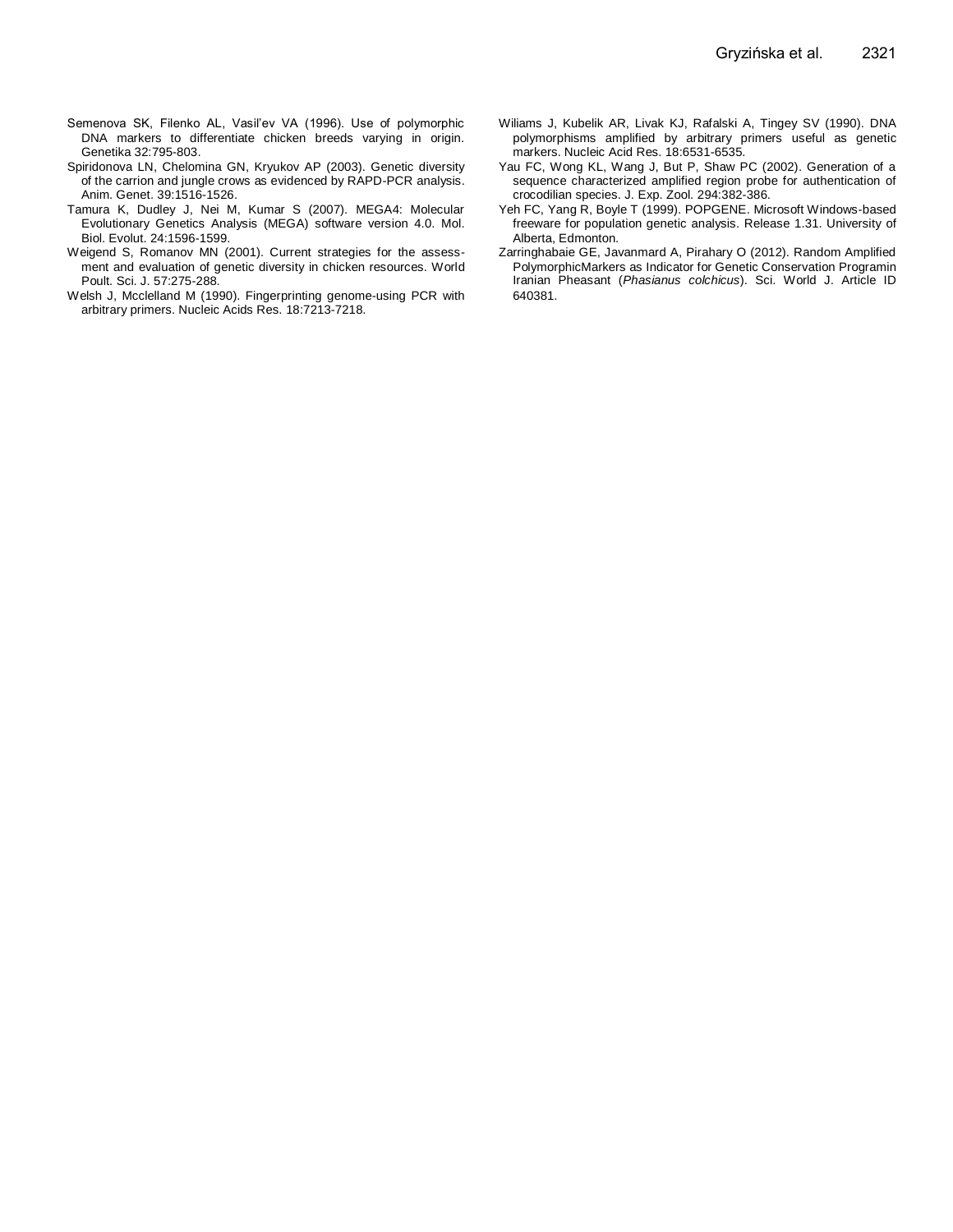Semenova SK, Filenko AL, Vasil'ev VA (1996). Use of polymorphic DNA markers to differentiate chicken breeds varying in origin. Genetika 32:795-803.

Spiridonova LN, Chelomina GN, Kryukov AP (2003). Genetic diversity of the carrion and jungle crows as evidenced by RAPD-PCR analysis. Anim. Genet. 39:1516-1526.

Tamura K, Dudley J, Nei M, Kumar S (2007). MEGA4: Molecular Evolutionary Genetics Analysis (MEGA) software version 4.0. Mol. Biol. Evolut. 24:1596-1599.

Weigend S, Romanov MN (2001). Current strategies for the assessment and evaluation of genetic diversity in chicken resources. World Poult. Sci. J. 57:275-288.

Welsh J, Mcclelland M (1990). Fingerprinting genome-using PCR with arbitrary primers. Nucleic Acids Res. 18:7213-7218.

Wiliams J, Kubelik AR, Livak KJ, Rafalski A, Tingey SV (1990). DNA polymorphisms amplified by arbitrary primers useful as genetic markers. Nucleic Acid Res. 18:6531-6535.

Yau FC, Wong KL, Wang J, But P, Shaw PC (2002). Generation of a sequence characterized amplified region probe for authentication of crocodilian species. J. Exp. Zool. 294:382-386.

Yeh FC, Yang R, Boyle T (1999). POPGENE. Microsoft Windows-based freeware for population genetic analysis. Release 1.31. University of Alberta, Edmonton.

Zarringhabaie GE, Javanmard A, Pirahary O (2012). Random Amplified PolymorphicMarkers as Indicator for Genetic Conservation Programin Iranian Pheasant (*Phasianus colchicus*). Sci. World J. Article ID 640381.